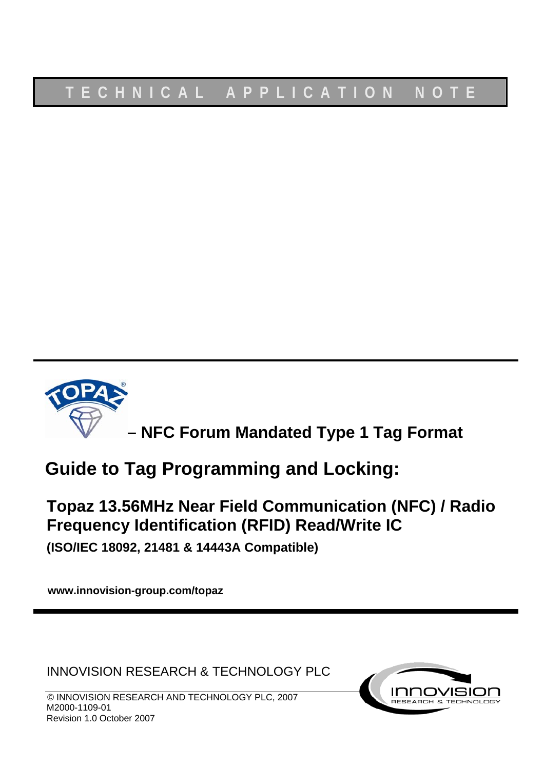**TECHNICAL APPLICATION NOTE**

# TOPAZ – NFC Forum Mandated Type 1 Tag Format

## Guide to Tag Programming and Locking:

### Topaz 13.56MHz Near Field Communication (NFC) / Radio Frequency Identification (RFID) Read/Write IC

**(ISO/IEC 18092, 21481 & 14443A Compatible)**

**www.innovision-group.com/topaz**

INNOVISION RESEARCH & TECHNOLOGY PLC

© INNOVISION RESEARCH AND TECHNOLOGY PLC, 2007
M2000-1109-01
Revision 1.0 October 2007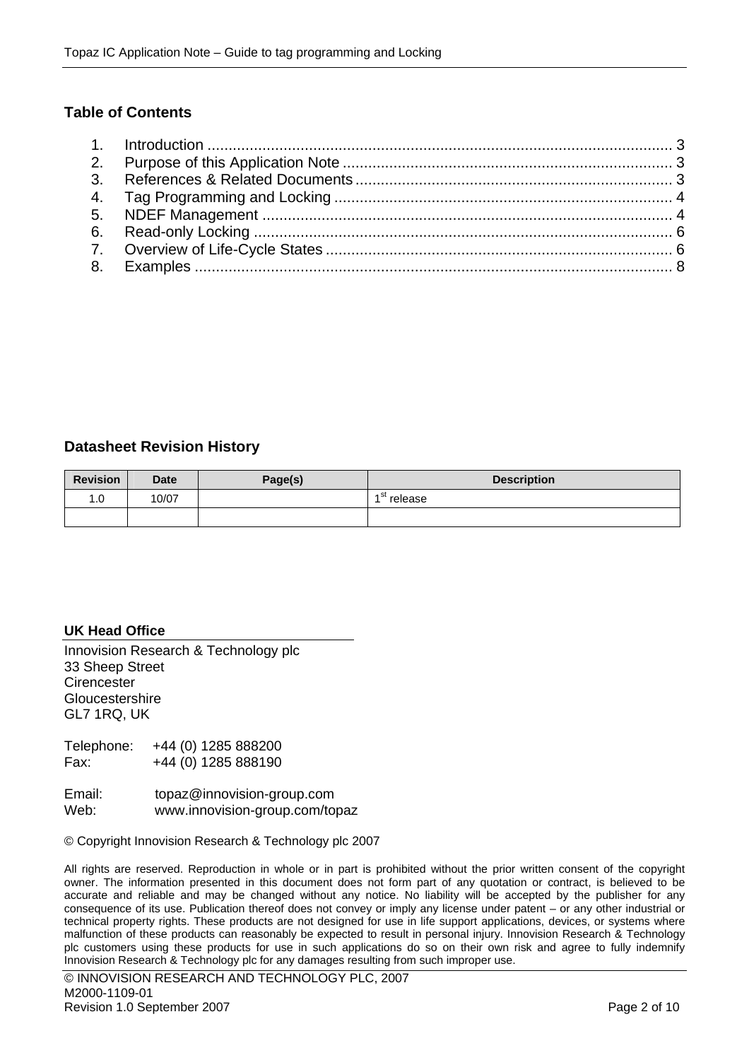## Table of Contents

1. Introduction ............................................................................................................ 3
2. Purpose of this Application Note ............................................................................. 3
3. References & Related Documents .......................................................................... 3
4. Tag Programming and Locking ............................................................................... 4
5. NDEF Management ................................................................................................ 4
6. Read-only Locking .................................................................................................. 6
7. Overview of Life-Cycle States ................................................................................. 6
8. Examples ................................................................................................................ 8

## Datasheet Revision History

| Revision | Date | Page(s) | Description |
|---|---|---|---|
| 1.0 | 10/07 | | 1st release |
| | | | |

**UK Head Office**

Innovision Research & Technology plc
33 Sheep Street
Cirencester
Gloucestershire
GL7 1RQ, UK

Telephone: +44 (0) 1285 888200
Fax: +44 (0) 1285 888190

Email: topaz@innovision-group.com
Web: www.innovision-group.com/topaz

© Copyright Innovision Research & Technology plc 2007

All rights are reserved. Reproduction in whole or in part is prohibited without the prior written consent of the copyright owner. The information presented in this document does not form part of any quotation or contract, is believed to be accurate and reliable and may be changed without any notice. No liability will be accepted by the publisher for any consequence of its use. Publication thereof does not convey or imply any license under patent – or any other industrial or technical property rights. These products are not designed for use in life support applications, devices, or systems where malfunction of these products can reasonably be expected to result in personal injury. Innovision Research & Technology plc customers using these products for use in such applications do so on their own risk and agree to fully indemnify Innovision Research & Technology plc for any damages resulting from such improper use.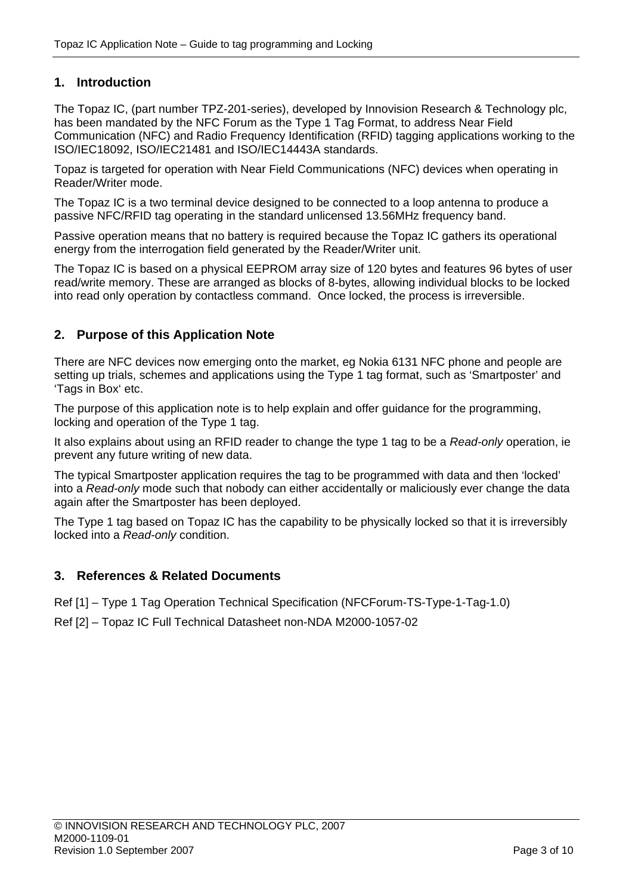## 1. Introduction

The Topaz IC, (part number TPZ-201-series), developed by Innovision Research & Technology plc, has been mandated by the NFC Forum as the Type 1 Tag Format, to address Near Field Communication (NFC) and Radio Frequency Identification (RFID) tagging applications working to the ISO/IEC18092, ISO/IEC21481 and ISO/IEC14443A standards.

Topaz is targeted for operation with Near Field Communications (NFC) devices when operating in Reader/Writer mode.

The Topaz IC is a two terminal device designed to be connected to a loop antenna to produce a passive NFC/RFID tag operating in the standard unlicensed 13.56MHz frequency band.

Passive operation means that no battery is required because the Topaz IC gathers its operational energy from the interrogation field generated by the Reader/Writer unit.

The Topaz IC is based on a physical EEPROM array size of 120 bytes and features 96 bytes of user read/write memory. These are arranged as blocks of 8-bytes, allowing individual blocks to be locked into read only operation by contactless command. Once locked, the process is irreversible.

## 2. Purpose of this Application Note

There are NFC devices now emerging onto the market, eg Nokia 6131 NFC phone and people are setting up trials, schemes and applications using the Type 1 tag format, such as ‘Smartposter’ and ‘Tags in Box‘ etc.

The purpose of this application note is to help explain and offer guidance for the programming, locking and operation of the Type 1 tag.

It also explains about using an RFID reader to change the type 1 tag to be a *Read-only* operation, ie prevent any future writing of new data.

The typical Smartposter application requires the tag to be programmed with data and then ‘locked’ into a *Read-only* mode such that nobody can either accidentally or maliciously ever change the data again after the Smartposter has been deployed.

The Type 1 tag based on Topaz IC has the capability to be physically locked so that it is irreversibly locked into a *Read-only* condition.

## 3. References & Related Documents

Ref [1] – Type 1 Tag Operation Technical Specification (NFCForum-TS-Type-1-Tag-1.0)

Ref [2] – Topaz IC Full Technical Datasheet non-NDA M2000-1057-02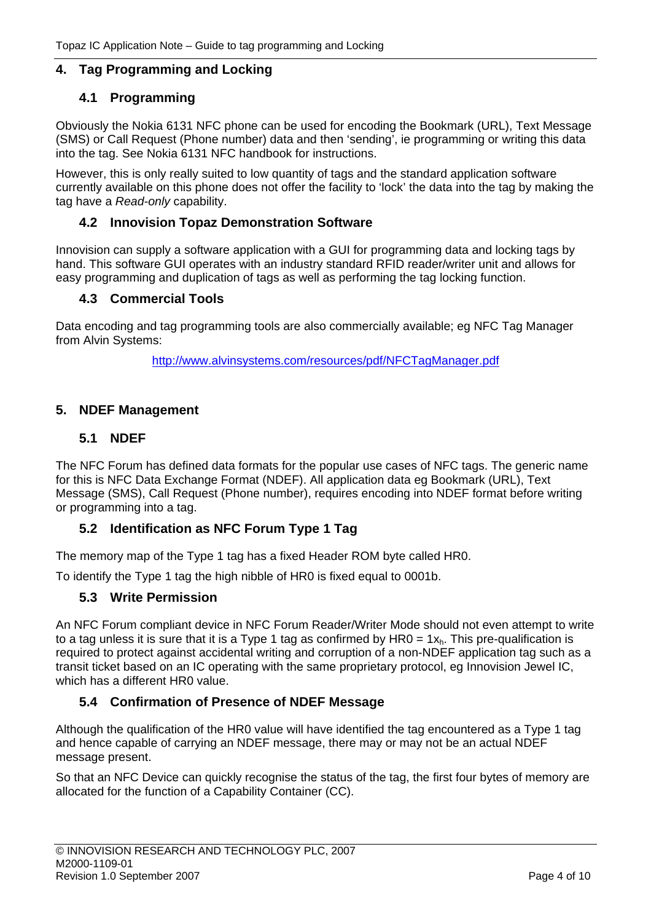## 4. Tag Programming and Locking

### 4.1 Programming

Obviously the Nokia 6131 NFC phone can be used for encoding the Bookmark (URL), Text Message (SMS) or Call Request (Phone number) data and then 'sending', ie programming or writing this data into the tag. See Nokia 6131 NFC handbook for instructions.

However, this is only really suited to low quantity of tags and the standard application software currently available on this phone does not offer the facility to 'lock' the data into the tag by making the tag have a *Read-only* capability.

### 4.2 Innovision Topaz Demonstration Software

Innovision can supply a software application with a GUI for programming data and locking tags by hand. This software GUI operates with an industry standard RFID reader/writer unit and allows for easy programming and duplication of tags as well as performing the tag locking function.

### 4.3 Commercial Tools

Data encoding and tag programming tools are also commercially available; eg NFC Tag Manager from Alvin Systems:

http://www.alvinsystems.com/resources/pdf/NFCTagManager.pdf

## 5. NDEF Management

### 5.1 NDEF

The NFC Forum has defined data formats for the popular use cases of NFC tags. The generic name for this is NFC Data Exchange Format (NDEF). All application data eg Bookmark (URL), Text Message (SMS), Call Request (Phone number), requires encoding into NDEF format before writing or programming into a tag.

### 5.2 Identification as NFC Forum Type 1 Tag

The memory map of the Type 1 tag has a fixed Header ROM byte called HR0.

To identify the Type 1 tag the high nibble of HR0 is fixed equal to 0001b.

### 5.3 Write Permission

An NFC Forum compliant device in NFC Forum Reader/Writer Mode should not even attempt to write to a tag unless it is sure that it is a Type 1 tag as confirmed by HR0 = $1x_h$. This pre-qualification is required to protect against accidental writing and corruption of a non-NDEF application tag such as a transit ticket based on an IC operating with the same proprietary protocol, eg Innovision Jewel IC, which has a different HR0 value.

### 5.4 Confirmation of Presence of NDEF Message

Although the qualification of the HR0 value will have identified the tag encountered as a Type 1 tag and hence capable of carrying an NDEF message, there may or may not be an actual NDEF message present.

So that an NFC Device can quickly recognise the status of the tag, the first four bytes of memory are allocated for the function of a Capability Container (CC).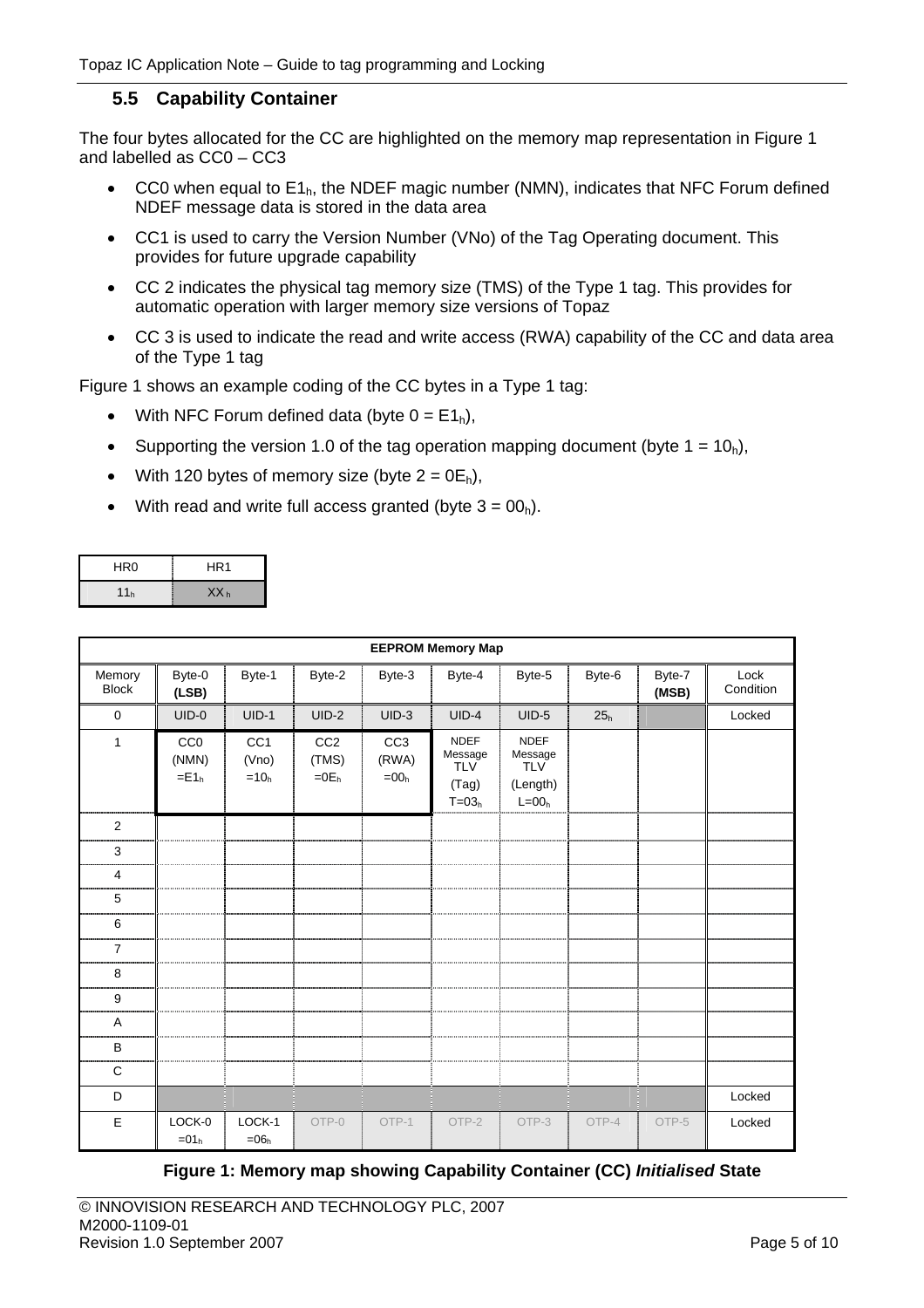## 5.5 Capability Container

The four bytes allocated for the CC are highlighted on the memory map representation in Figure 1 and labelled as CC0 – CC3

- CC0 when equal to $E1_h$, the NDEF magic number (NMN), indicates that NFC Forum defined NDEF message data is stored in the data area
- CC1 is used to carry the Version Number (VNo) of the Tag Operating document. This provides for future upgrade capability
- CC 2 indicates the physical tag memory size (TMS) of the Type 1 tag. This provides for automatic operation with larger memory size versions of Topaz
- CC 3 is used to indicate the read and write access (RWA) capability of the CC and data area of the Type 1 tag

Figure 1 shows an example coding of the CC bytes in a Type 1 tag:

- With NFC Forum defined data (byte 0 = $E1_h$),
- Supporting the version 1.0 of the tag operation mapping document (byte 1 = $10_h$),
- With 120 bytes of memory size (byte 2 = $0E_h$),
- With read and write full access granted (byte 3 = $00_h$).

| HR0 | HR1 |
|---|---|
| $11_h$ | $XX_h$ |

| EEPROM Memory Map | | | | | | | | | |
|---|---|---|---|---|---|---|---|---|---|
| Memory Block | Byte-0 **(LSB)** | Byte-1 | Byte-2 | Byte-3 | Byte-4 | Byte-5 | Byte-6 | Byte-7 **(MSB)** | Lock Condition |
| 0 | UID-0 | UID-1 | UID-2 | UID-3 | UID-4 | UID-5 | $25_h$ | | Locked |
| 1 | CC0 (NMN) $=E1_h$ | CC1 (Vno) $=10_h$ | CC2 (TMS) $=0E_h$ | CC3 (RWA) $=00_h$ | NDEF Message TLV (Tag) $T=03_h$ | NDEF Message TLV (Length) $L=00_h$ | | | |
| 2 | | | | | | | | | |
| 3 | | | | | | | | | |
| 4 | | | | | | | | | |
| 5 | | | | | | | | | |
| 6 | | | | | | | | | |
| 7 | | | | | | | | | |
| 8 | | | | | | | | | |
| 9 | | | | | | | | | |
| A | | | | | | | | | |
| B | | | | | | | | | |
| C | | | | | | | | | |
| D | | | | | | | | | Locked |
| E | LOCK-0 $=01_h$ | LOCK-1 $=06_h$ | OTP-0 | OTP-1 | OTP-2 | OTP-3 | OTP-4 | OTP-5 | Locked |

**Figure 1: Memory map showing Capability Container (CC) *Initialised* State**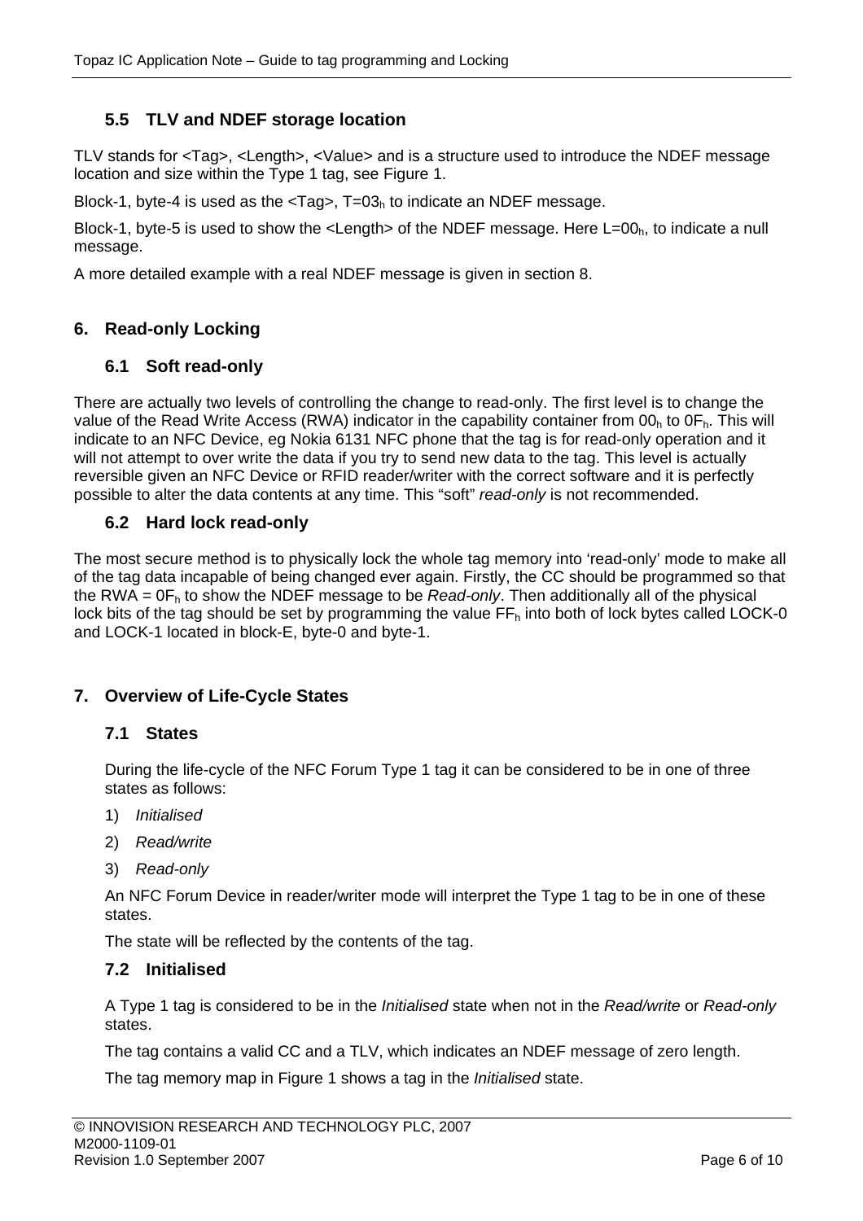### 5.5 TLV and NDEF storage location

TLV stands for <Tag>, <Length>, <Value> and is a structure used to introduce the NDEF message location and size within the Type 1 tag, see Figure 1.

Block-1, byte-4 is used as the <Tag>, T=$03_h$ to indicate an NDEF message.

Block-1, byte-5 is used to show the <Length> of the NDEF message. Here L=$00_h$, to indicate a null message.

A more detailed example with a real NDEF message is given in section 8.

## 6. Read-only Locking

### 6.1 Soft read-only

There are actually two levels of controlling the change to read-only. The first level is to change the value of the Read Write Access (RWA) indicator in the capability container from $00_h$ to $0F_h$. This will indicate to an NFC Device, eg Nokia 6131 NFC phone that the tag is for read-only operation and it will not attempt to over write the data if you try to send new data to the tag. This level is actually reversible given an NFC Device or RFID reader/writer with the correct software and it is perfectly possible to alter the data contents at any time. This “soft” *read-only* is not recommended.

### 6.2 Hard lock read-only

The most secure method is to physically lock the whole tag memory into ‘read-only’ mode to make all of the tag data incapable of being changed ever again. Firstly, the CC should be programmed so that the RWA = $0F_h$ to show the NDEF message to be *Read-only*. Then additionally all of the physical lock bits of the tag should be set by programming the value $FF_h$ into both of lock bytes called LOCK-0 and LOCK-1 located in block-E, byte-0 and byte-1.

## 7. Overview of Life-Cycle States

### 7.1 States

During the life-cycle of the NFC Forum Type 1 tag it can be considered to be in one of three states as follows:

1) *Initialised*
2) *Read/write*
3) *Read-only*

An NFC Forum Device in reader/writer mode will interpret the Type 1 tag to be in one of these states.

The state will be reflected by the contents of the tag.

### 7.2 Initialised

A Type 1 tag is considered to be in the *Initialised* state when not in the *Read/write* or *Read-only* states.

The tag contains a valid CC and a TLV, which indicates an NDEF message of zero length.

The tag memory map in Figure 1 shows a tag in the *Initialised* state.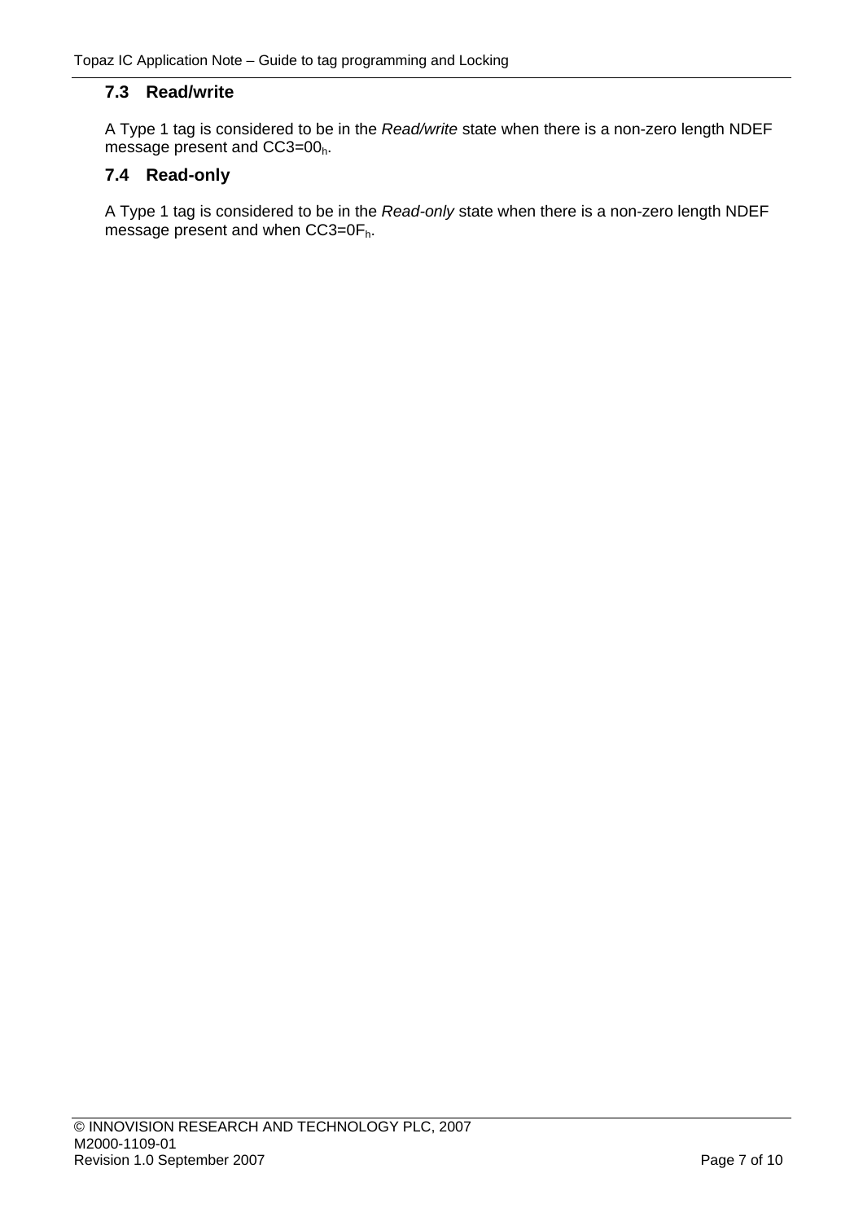## 7.3 Read/write

A Type 1 tag is considered to be in the *Read/write* state when there is a non-zero length NDEF message present and CC3=$00_h$.

## 7.4 Read-only

A Type 1 tag is considered to be in the *Read-only* state when there is a non-zero length NDEF message present and when CC3=$0F_h$.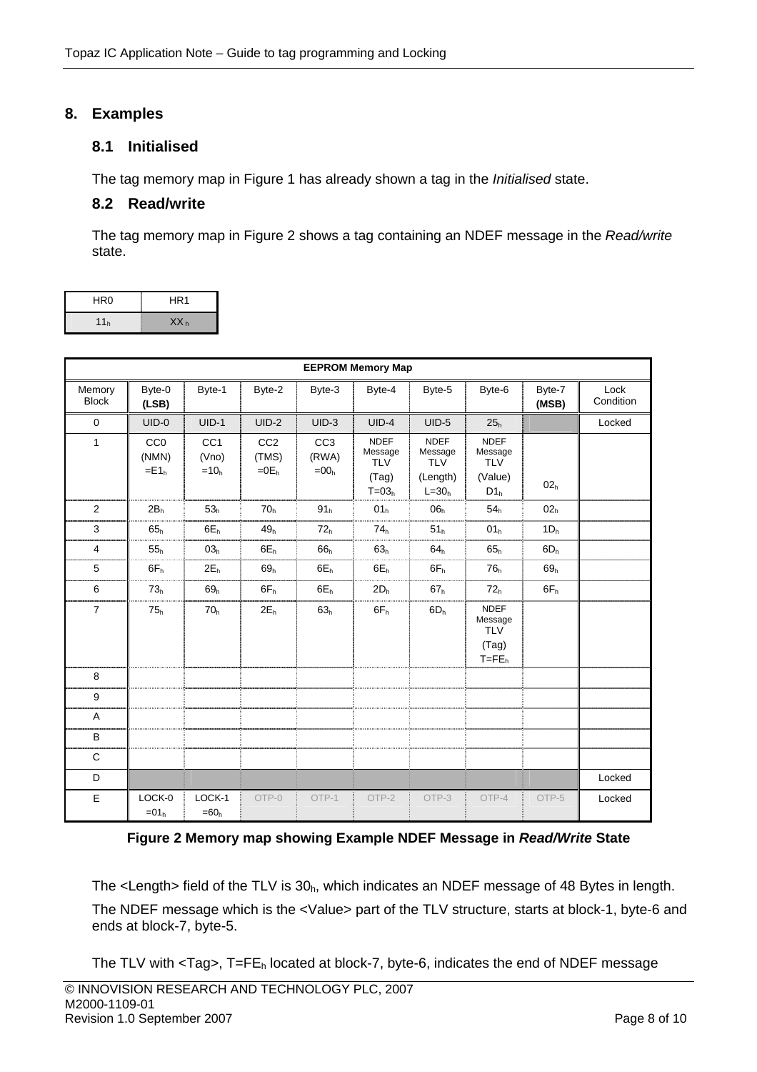## 8. Examples

### 8.1 Initialised

The tag memory map in Figure 1 has already shown a tag in the *Initialised* state.

### 8.2 Read/write

The tag memory map in Figure 2 shows a tag containing an NDEF message in the *Read/write* state.

| HR0 | HR1 |
|---|---|
| $11_h$ | $XX_h$ |

| EEPROM Memory Map | | | | | | | | | |
|---|---|---|---|---|---|---|---|---|---|
| Memory Block | Byte-0 **(LSB)** | Byte-1 | Byte-2 | Byte-3 | Byte-4 | Byte-5 | Byte-6 | Byte-7 **(MSB)** | Lock Condition |
| 0 | UID-0 | UID-1 | UID-2 | UID-3 | UID-4 | UID-5 | $25_h$ | | Locked |
| 1 | CC0 (NMN) $=E1_h$ | CC1 (Vno) $=10_h$ | CC2 (TMS) $=0E_h$ | CC3 (RWA) $=00_h$ | NDEF Message TLV (Tag) $T=03_h$ | NDEF Message TLV (Length) $L=30_h$ | NDEF Message TLV (Value) $D1_h$ | $02_h$ | |
| 2 | $2B_h$ | $53_h$ | $70_h$ | $91_h$ | $01_h$ | $06_h$ | $54_h$ | $02_h$ | |
| 3 | $65_h$ | $6E_h$ | $49_h$ | $72_h$ | $74_h$ | $51_h$ | $01_h$ | $1D_h$ | |
| 4 | $55_h$ | $03_h$ | $6E_h$ | $66_h$ | $63_h$ | $64_h$ | $65_h$ | $6D_h$ | |
| 5 | $6F_h$ | $2E_h$ | $69_h$ | $6E_h$ | $6E_h$ | $6F_h$ | $76_h$ | $69_h$ | |
| 6 | $73_h$ | $69_h$ | $6F_h$ | $6E_h$ | $2D_h$ | $67_h$ | $72_h$ | $6F_h$ | |
| 7 | $75_h$ | $70_h$ | $2E_h$ | $63_h$ | $6F_h$ | $6D_h$ | NDEF Message TLV (Tag) $T=FE_h$ | | |
| 8 | | | | | | | | | |
| 9 | | | | | | | | | |
| A | | | | | | | | | |
| B | | | | | | | | | |
| C | | | | | | | | | |
| D | | | | | | | | | Locked |
| E | LOCK-0 $=01_h$ | LOCK-1 $=60_h$ | OTP-0 | OTP-1 | OTP-2 | OTP-3 | OTP-4 | OTP-5 | Locked |

**Figure 2 Memory map showing Example NDEF Message in *Read/Write* State**

The <Length> field of the TLV is $30_h$, which indicates an NDEF message of 48 Bytes in length.

The NDEF message which is the <Value> part of the TLV structure, starts at block-1, byte-6 and ends at block-7, byte-5.

The TLV with <Tag>, $T=FE_h$ located at block-7, byte-6, indicates the end of NDEF message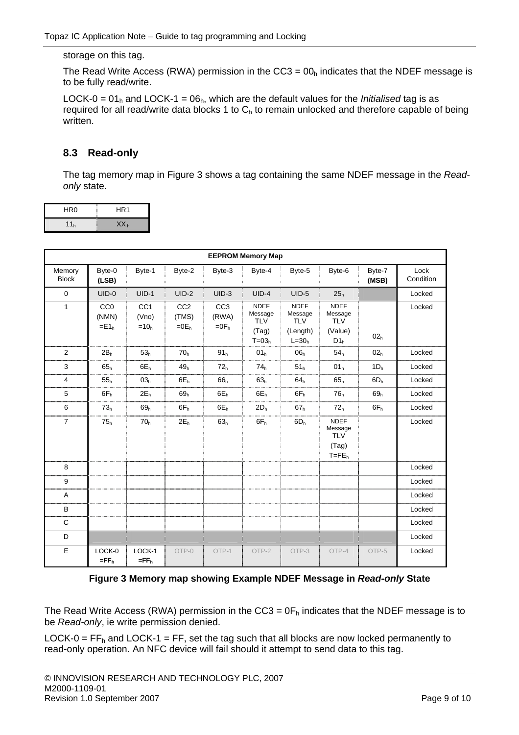storage on this tag.

The Read Write Access (RWA) permission in the CC3 = $00_h$ indicates that the NDEF message is to be fully read/write.

LOCK-0 = $01_h$ and LOCK-1 = $06_h$, which are the default values for the *Initialised* tag is as required for all read/write data blocks 1 to $C_h$ to remain unlocked and therefore capable of being written.

## 8.3 Read-only

The tag memory map in Figure 3 shows a tag containing the same NDEF message in the *Read-only* state.

| HR0 | HR1 |
|---|---|
| $11_h$ | $XX_h$ |

| EEPROM Memory Map | | | | | | | | | |
|---|---|---|---|---|---|---|---|---|---|
| Memory Block | Byte-0 **(LSB)** | Byte-1 | Byte-2 | Byte-3 | Byte-4 | Byte-5 | Byte-6 | Byte-7 **(MSB)** | Lock Condition |
| 0 | UID-0 | UID-1 | UID-2 | UID-3 | UID-4 | UID-5 | $25_h$ | | Locked |
| 1 | CC0 (NMN) $=E1_h$ | CC1 (Vno) $=10_h$ | CC2 (TMS) $=0E_h$ | CC3 (RWA) $=0F_h$ | NDEF Message TLV (Tag) $T=03_h$ | NDEF Message TLV (Length) $L=30_h$ | NDEF Message TLV (Value) $D1_h$ | $02_h$ | Locked |
| 2 | $2B_h$ | $53_h$ | $70_h$ | $91_h$ | $01_h$ | $06_h$ | $54_h$ | $02_h$ | Locked |
| 3 | $65_h$ | $6E_h$ | $49_h$ | $72_h$ | $74_h$ | $51_h$ | $01_h$ | $1D_h$ | Locked |
| 4 | $55_h$ | $03_h$ | $6E_h$ | $66_h$ | $63_h$ | $64_h$ | $65_h$ | $6D_h$ | Locked |
| 5 | $6F_h$ | $2E_h$ | $69_h$ | $6E_h$ | $6E_h$ | $6F_h$ | $76_h$ | $69_h$ | Locked |
| 6 | $73_h$ | $69_h$ | $6F_h$ | $6E_h$ | $2D_h$ | $67_h$ | $72_h$ | $6F_h$ | Locked |
| 7 | $75_h$ | $70_h$ | $2E_h$ | $63_h$ | $6F_h$ | $6D_h$ | NDEF Message TLV (Tag) $T=FE_h$ | | Locked |
| 8 | | | | | | | | | Locked |
| 9 | | | | | | | | | Locked |
| A | | | | | | | | | Locked |
| B | | | | | | | | | Locked |
| C | | | | | | | | | Locked |
| D | | | | | | | | | Locked |
| E | LOCK-0 $=FF_h$ | LOCK-1 $=FF_h$ | OTP-0 | OTP-1 | OTP-2 | OTP-3 | OTP-4 | OTP-5 | Locked |

**Figure 3 Memory map showing Example NDEF Message in *Read-only* State**

The Read Write Access (RWA) permission in the CC3 = $0F_h$ indicates that the NDEF message is to be *Read-only*, ie write permission denied.

LOCK-0 = $FF_h$ and LOCK-1 = FF, set the tag such that all blocks are now locked permanently to read-only operation. An NFC device will fail should it attempt to send data to this tag.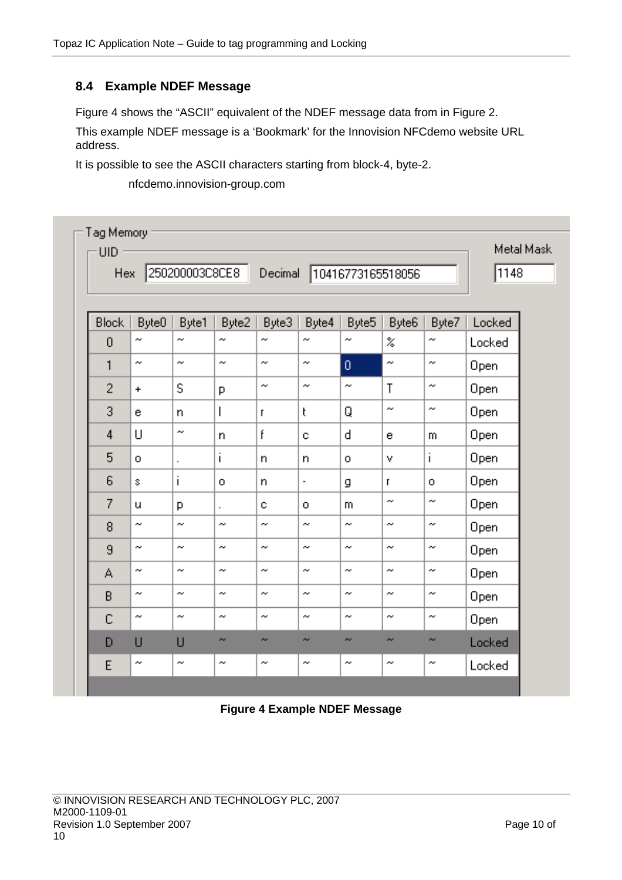## 8.4 Example NDEF Message

Figure 4 shows the "ASCII" equivalent of the NDEF message data from in Figure 2.

This example NDEF message is a 'Bookmark' for the Innovision NFCdemo website URL address.

It is possible to see the ASCII characters starting from block-4, byte-2.

nfcdemo.innovision-group.com

Tag Memory

UID

Hex 250200003C8CE8 Decimal 10416773165518056

Metal Mask 1148

| Block | Byte0 | Byte1 | Byte2 | Byte3 | Byte4 | Byte5 | Byte6 | Byte7 | Locked |
|---|---|---|---|---|---|---|---|---|---|
| 0 | ~ | ~ | ~ | ~ | ~ | ~ | % | ~ | Locked |
| 1 | ~ | ~ | ~ | ~ | ~ | 0 | ~ | ~ | Open |
| 2 | + | S | p | ~ | ~ | ~ | T | ~ | Open |
| 3 | e | n | l | r | t | Q | ~ | ~ | Open |
| 4 | U | ~ | n | f | c | d | e | m | Open |
| 5 | o | . | i | n | n | o | v | i | Open |
| 6 | s | i | o | n | - | g | r | o | Open |
| 7 | u | p | . | c | o | m | ~ | ~ | Open |
| 8 | ~ | ~ | ~ | ~ | ~ | ~ | ~ | ~ | Open |
| 9 | ~ | ~ | ~ | ~ | ~ | ~ | ~ | ~ | Open |
| A | ~ | ~ | ~ | ~ | ~ | ~ | ~ | ~ | Open |
| B | ~ | ~ | ~ | ~ | ~ | ~ | ~ | ~ | Open |
| C | ~ | ~ | ~ | ~ | ~ | ~ | ~ | ~ | Open |
| D | U | U | ~ | ~ | ~ | ~ | ~ | ~ | Locked |
| E | ~ | ~ | ~ | ~ | ~ | ~ | ~ | ~ | Locked |

**Figure 4 Example NDEF Message**